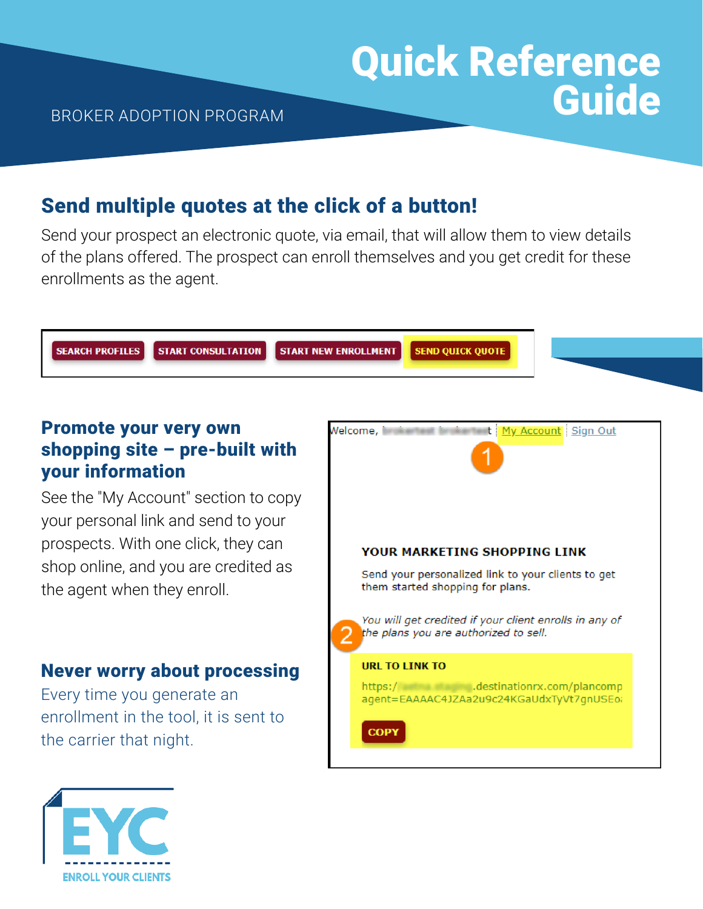BROKER ADOPTION PROGRAM

# Quick Reference Guide

## Send multiple quotes at the click of a button!

Send your prospect an electronic quote, via email, that will allow them to view details of the plans offered. The prospect can enroll themselves and you get credit for these enrollments as the agent.

SEARCH PROFILES | START CONSULTATION | START NEW ENROLLMENT | SEND QUICK QUOTE

## Promote your very own shopping site – pre-built with your information

See the "My Account" section to copy your personal link and send to your prospects. With one click, they can shop online, and you are credited as the agent when they enroll.

Welcome, | My Account | Sign Out

1

YOUR MARKETING SHOPPING LINK

Send your personalized link to your clients to get them started shopping for plans.

*You will get credited if your client enrolls in any of the plans you are authorized to sell.*

2

URL TO LINK TO

https://.destinationrx.com/plancomp agent=EAAAAC4JZAa2u9c24KGaUdxTyVt7gnUSEo

COPY

## Never worry about processing

Every time you generate an enrollment in the tool, it is sent to the carrier that night.

EYC

ENROLL YOUR CLIENTS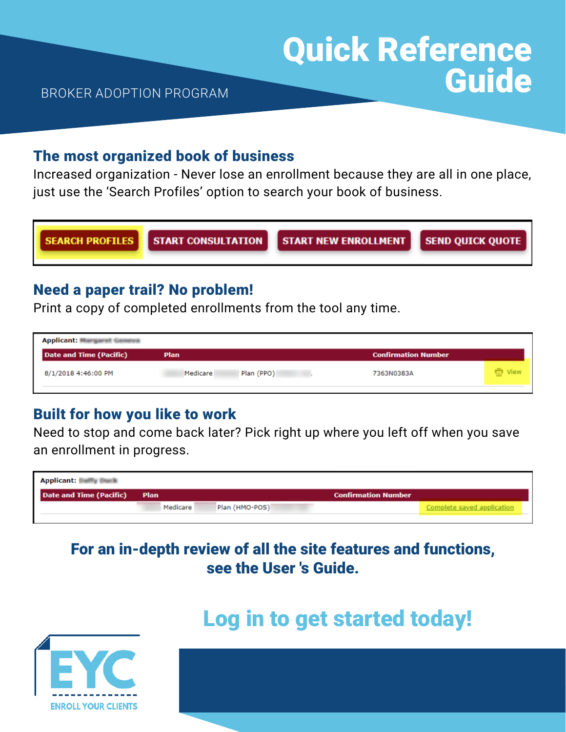BROKER ADOPTION PROGRAM

# Quick Reference Guide

## The most organized book of business

Increased organization - Never lose an enrollment because they are all in one place, just use the 'Search Profiles' option to search your book of business.

SEARCH PROFILES | START CONSULTATION | START NEW ENROLLMENT | SEND QUICK QUOTE

## Need a paper trail? No problem!

Print a copy of completed enrollments from the tool any time.

Applicant:

| Date and Time (Pacific) | Plan | Confirmation Number | |
|---|---|---|---|
| 8/1/2018 4:46:00 PM | Medicare Plan (PPO) | 7363N0383A | View |

## Built for how you like to work

Need to stop and come back later? Pick right up where you left off when you save an enrollment in progress.

Applicant:

| Date and Time (Pacific) | Plan | Confirmation Number |
|---|---|---|
| | Medicare Plan (HMO-POS) | Complete saved application |

**For an in-depth review of all the site features and functions, see the User 's Guide.**

## Log in to get started today!

EYC
ENROLL YOUR CLIENTS